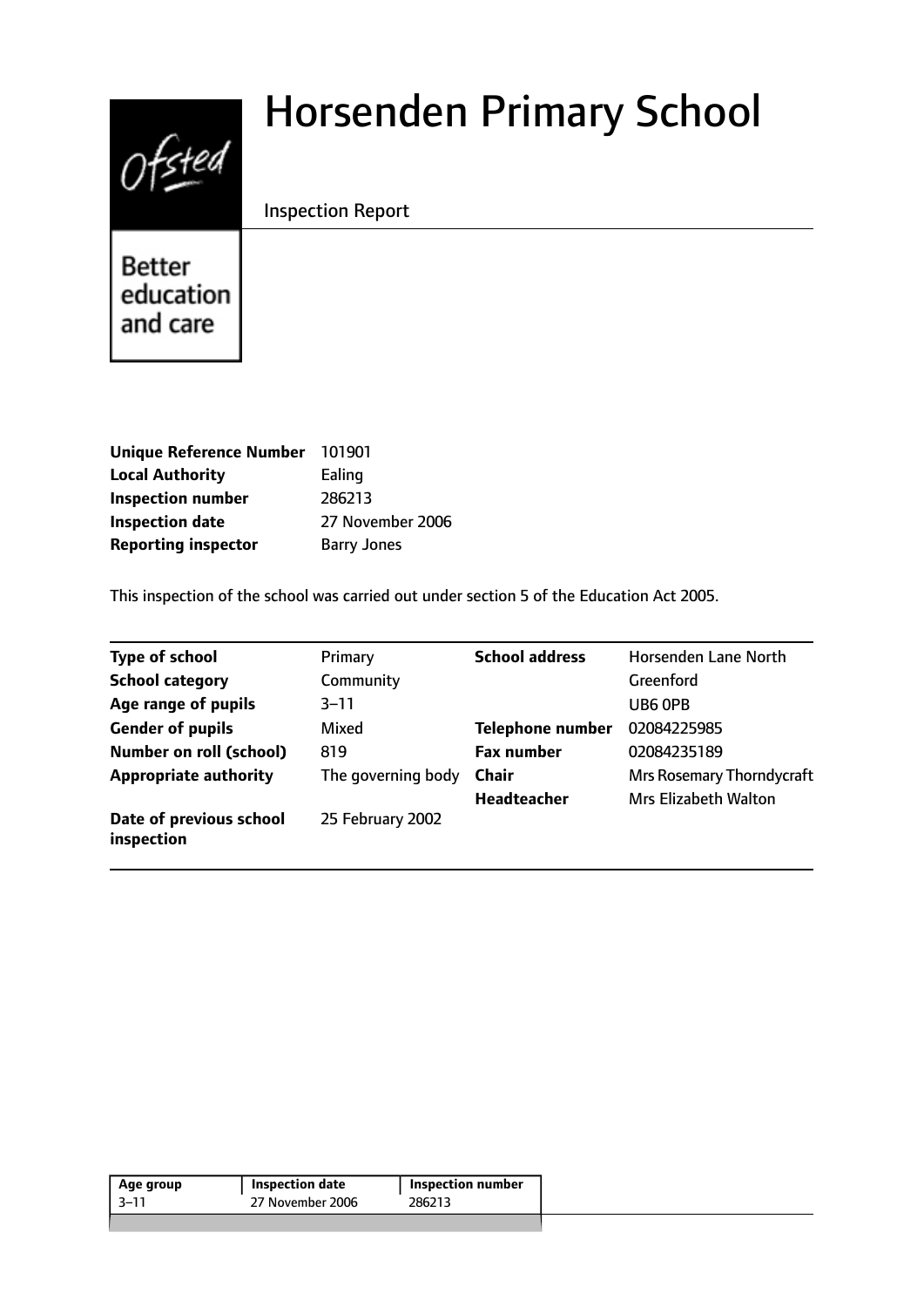# Horsenden Primary School

Inspection Report

Ofsted

Better education and care

| | |
|---|---|
| **Unique Reference Number** | 101901 |
| **Local Authority** | Ealing |
| **Inspection number** | 286213 |
| **Inspection date** | 27 November 2006 |
| **Reporting inspector** | Barry Jones |

This inspection of the school was carried out under section 5 of the Education Act 2005.

| | | | |
|---|---|---|---|
| **Type of school** | Primary | **School address** | Horsenden Lane North |
| **School category** | Community | | Greenford |
| **Age range of pupils** | 3–11 | | UB6 0PB |
| **Gender of pupils** | Mixed | **Telephone number** | 02084225985 |
| **Number on roll (school)** | 819 | **Fax number** | 02084235189 |
| **Appropriate authority** | The governing body | **Chair** | Mrs Rosemary Thorndycraft |
| | | **Headteacher** | Mrs Elizabeth Walton |
| **Date of previous school inspection** | 25 February 2002 | | |

| Age group | Inspection date | Inspection number |
|---|---|---|
| 3–11 | 27 November 2006 | 286213 |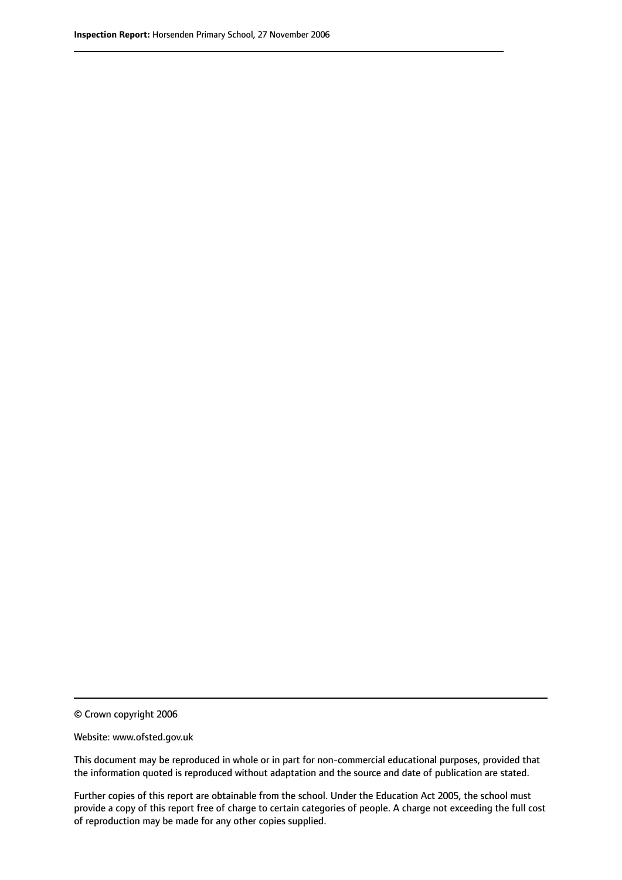© Crown copyright 2006

Website: www.ofsted.gov.uk

This document may be reproduced in whole or in part for non-commercial educational purposes, provided that the information quoted is reproduced without adaptation and the source and date of publication are stated.

Further copies of this report are obtainable from the school. Under the Education Act 2005, the school must provide a copy of this report free of charge to certain categories of people. A charge not exceeding the full cost of reproduction may be made for any other copies supplied.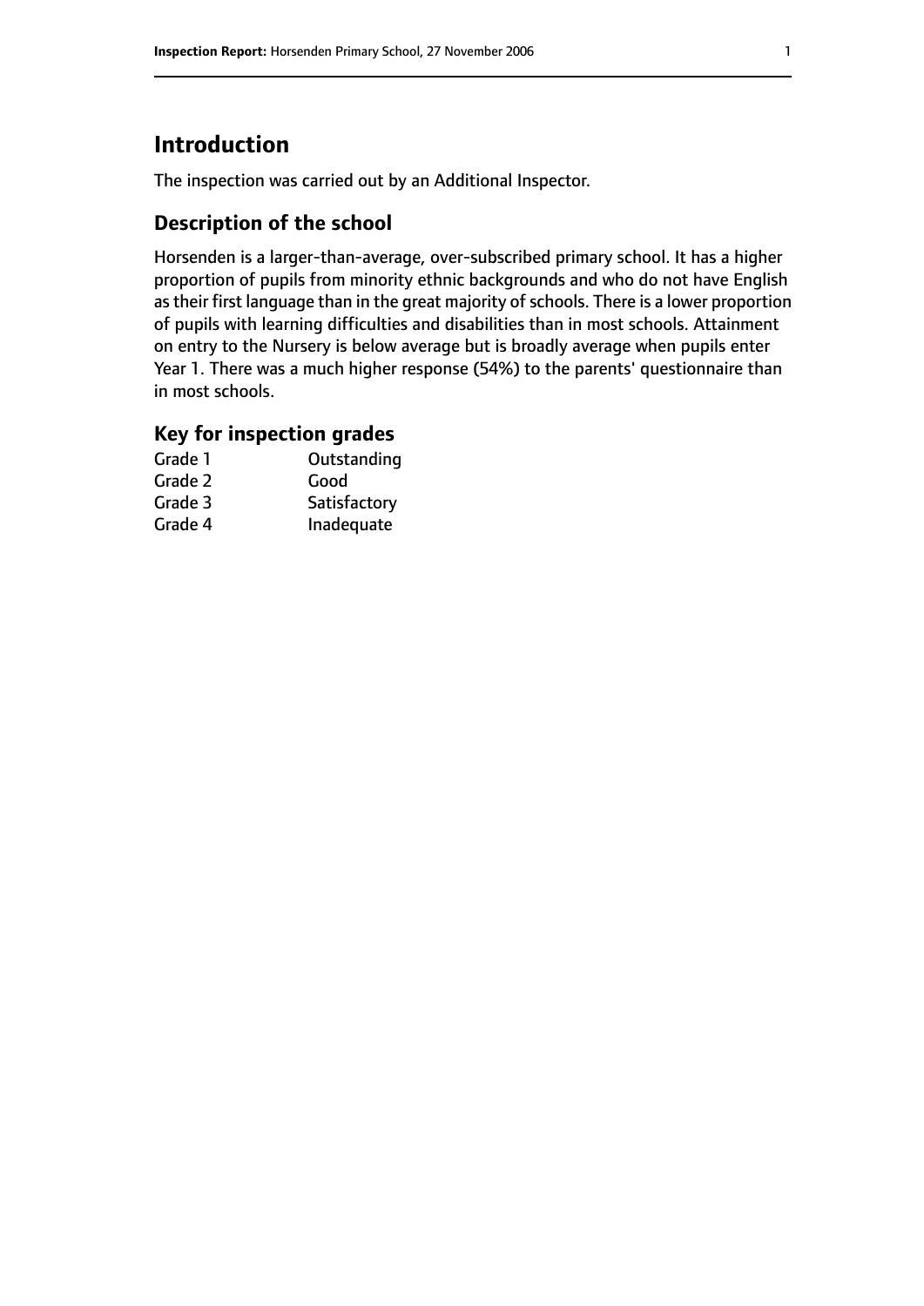## Introduction

The inspection was carried out by an Additional Inspector.

### Description of the school

Horsenden is a larger-than-average, over-subscribed primary school. It has a higher proportion of pupils from minority ethnic backgrounds and who do not have English as their first language than in the great majority of schools. There is a lower proportion of pupils with learning difficulties and disabilities than in most schools. Attainment on entry to the Nursery is below average but is broadly average when pupils enter Year 1. There was a much higher response (54%) to the parents' questionnaire than in most schools.

### Key for inspection grades

| | |
|---|---|
| Grade 1 | Outstanding |
| Grade 2 | Good |
| Grade 3 | Satisfactory |
| Grade 4 | Inadequate |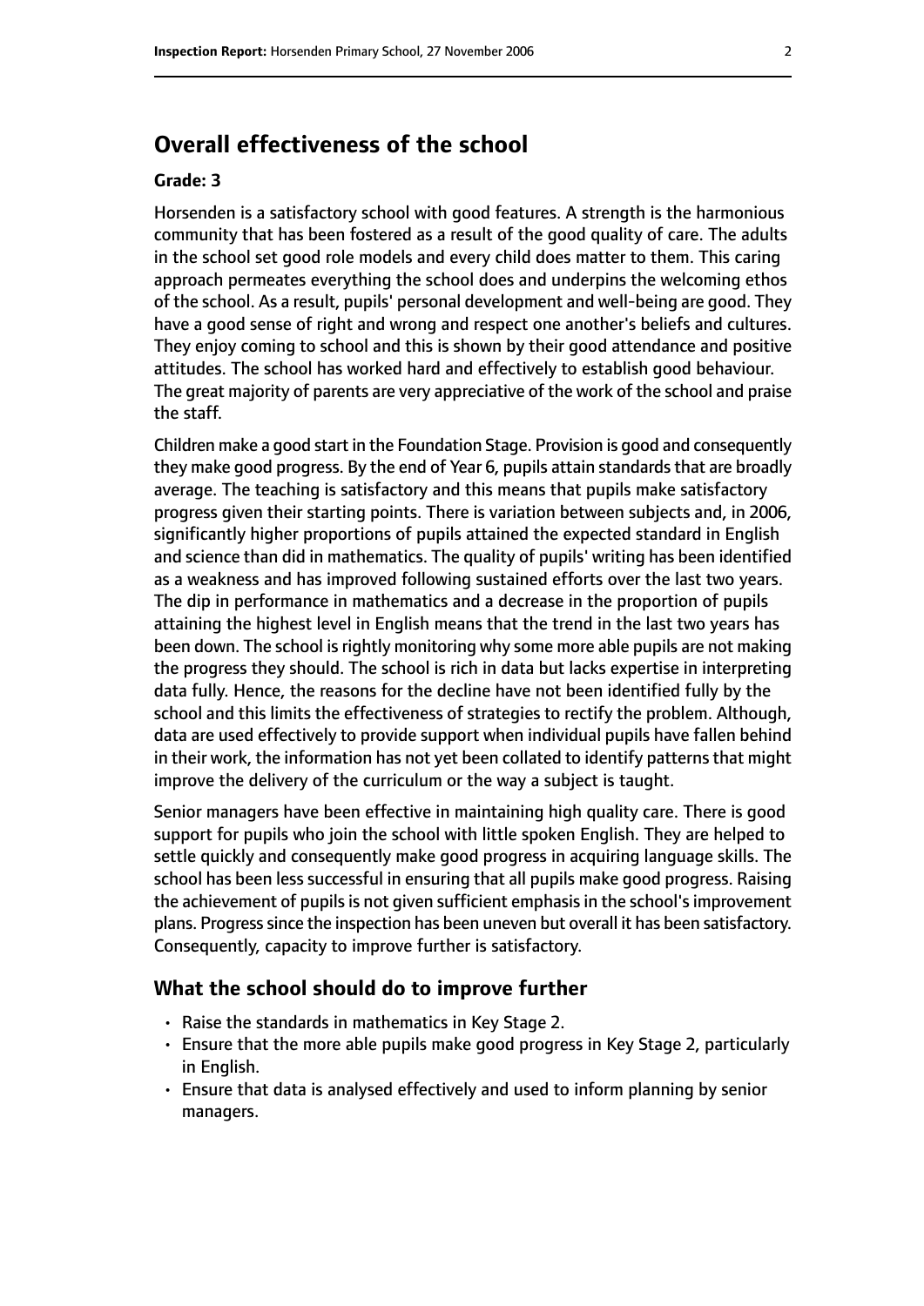## Overall effectiveness of the school

**Grade: 3**

Horsenden is a satisfactory school with good features. A strength is the harmonious community that has been fostered as a result of the good quality of care. The adults in the school set good role models and every child does matter to them. This caring approach permeates everything the school does and underpins the welcoming ethos of the school. As a result, pupils' personal development and well-being are good. They have a good sense of right and wrong and respect one another's beliefs and cultures. They enjoy coming to school and this is shown by their good attendance and positive attitudes. The school has worked hard and effectively to establish good behaviour. The great majority of parents are very appreciative of the work of the school and praise the staff.

Children make a good start in the Foundation Stage. Provision is good and consequently they make good progress. By the end of Year 6, pupils attain standards that are broadly average. The teaching is satisfactory and this means that pupils make satisfactory progress given their starting points. There is variation between subjects and, in 2006, significantly higher proportions of pupils attained the expected standard in English and science than did in mathematics. The quality of pupils' writing has been identified as a weakness and has improved following sustained efforts over the last two years. The dip in performance in mathematics and a decrease in the proportion of pupils attaining the highest level in English means that the trend in the last two years has been down. The school is rightly monitoring why some more able pupils are not making the progress they should. The school is rich in data but lacks expertise in interpreting data fully. Hence, the reasons for the decline have not been identified fully by the school and this limits the effectiveness of strategies to rectify the problem. Although, data are used effectively to provide support when individual pupils have fallen behind in their work, the information has not yet been collated to identify patterns that might improve the delivery of the curriculum or the way a subject is taught.

Senior managers have been effective in maintaining high quality care. There is good support for pupils who join the school with little spoken English. They are helped to settle quickly and consequently make good progress in acquiring language skills. The school has been less successful in ensuring that all pupils make good progress. Raising the achievement of pupils is not given sufficient emphasis in the school's improvement plans. Progress since the inspection has been uneven but overall it has been satisfactory. Consequently, capacity to improve further is satisfactory.

### What the school should do to improve further

- Raise the standards in mathematics in Key Stage 2.
- Ensure that the more able pupils make good progress in Key Stage 2, particularly in English.
- Ensure that data is analysed effectively and used to inform planning by senior managers.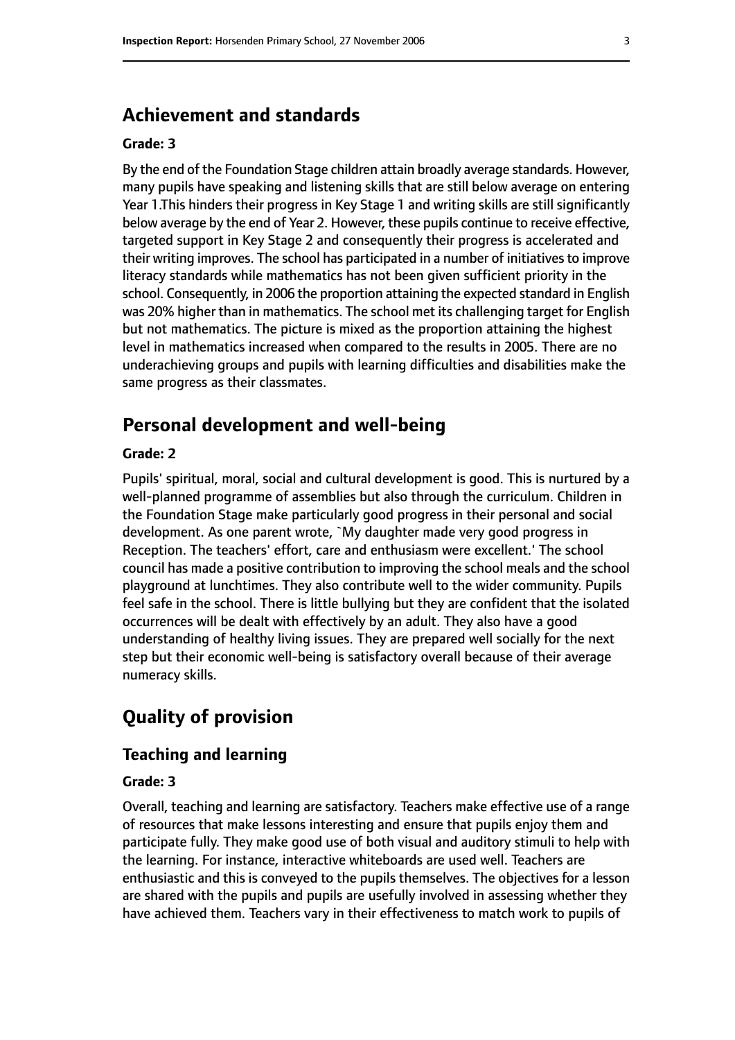## Achievement and standards

### Grade: 3

By the end of the Foundation Stage children attain broadly average standards. However, many pupils have speaking and listening skills that are still below average on entering Year 1.This hinders their progress in Key Stage 1 and writing skills are still significantly below average by the end of Year 2. However, these pupils continue to receive effective, targeted support in Key Stage 2 and consequently their progress is accelerated and their writing improves. The school has participated in a number of initiatives to improve literacy standards while mathematics has not been given sufficient priority in the school. Consequently, in 2006 the proportion attaining the expected standard in English was 20% higher than in mathematics. The school met its challenging target for English but not mathematics. The picture is mixed as the proportion attaining the highest level in mathematics increased when compared to the results in 2005. There are no underachieving groups and pupils with learning difficulties and disabilities make the same progress as their classmates.

## Personal development and well-being

### Grade: 2

Pupils' spiritual, moral, social and cultural development is good. This is nurtured by a well-planned programme of assemblies but also through the curriculum. Children in the Foundation Stage make particularly good progress in their personal and social development. As one parent wrote, `My daughter made very good progress in Reception. The teachers' effort, care and enthusiasm were excellent.' The school council has made a positive contribution to improving the school meals and the school playground at lunchtimes. They also contribute well to the wider community. Pupils feel safe in the school. There is little bullying but they are confident that the isolated occurrences will be dealt with effectively by an adult. They also have a good understanding of healthy living issues. They are prepared well socially for the next step but their economic well-being is satisfactory overall because of their average numeracy skills.

# Quality of provision

## Teaching and learning

### Grade: 3

Overall, teaching and learning are satisfactory. Teachers make effective use of a range of resources that make lessons interesting and ensure that pupils enjoy them and participate fully. They make good use of both visual and auditory stimuli to help with the learning. For instance, interactive whiteboards are used well. Teachers are enthusiastic and this is conveyed to the pupils themselves. The objectives for a lesson are shared with the pupils and pupils are usefully involved in assessing whether they have achieved them. Teachers vary in their effectiveness to match work to pupils of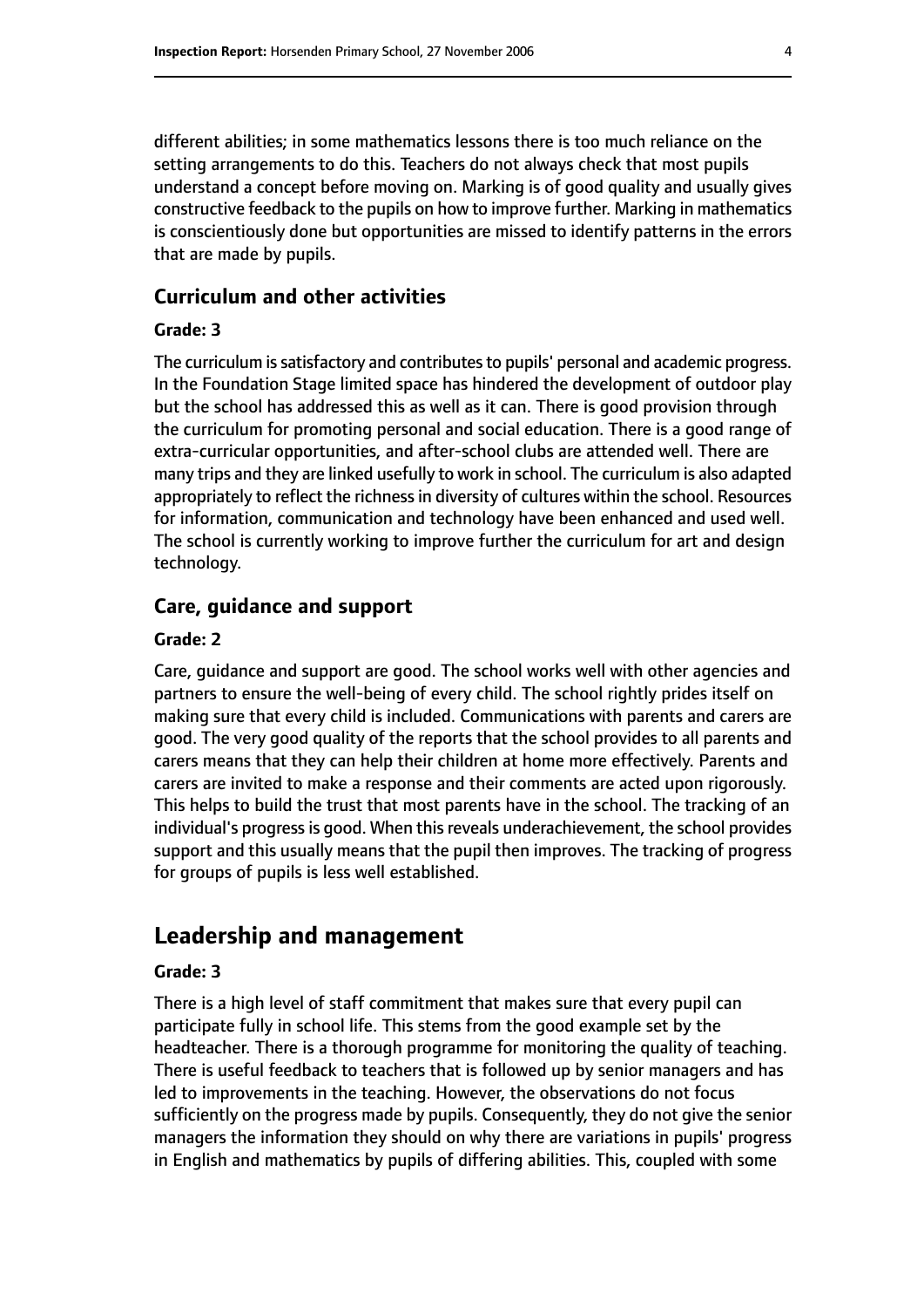different abilities; in some mathematics lessons there is too much reliance on the setting arrangements to do this. Teachers do not always check that most pupils understand a concept before moving on. Marking is of good quality and usually gives constructive feedback to the pupils on how to improve further. Marking in mathematics is conscientiously done but opportunities are missed to identify patterns in the errors that are made by pupils.

### Curriculum and other activities

#### Grade: 3

The curriculum is satisfactory and contributes to pupils' personal and academic progress. In the Foundation Stage limited space has hindered the development of outdoor play but the school has addressed this as well as it can. There is good provision through the curriculum for promoting personal and social education. There is a good range of extra-curricular opportunities, and after-school clubs are attended well. There are many trips and they are linked usefully to work in school. The curriculum is also adapted appropriately to reflect the richness in diversity of cultures within the school. Resources for information, communication and technology have been enhanced and used well. The school is currently working to improve further the curriculum for art and design technology.

### Care, guidance and support

#### Grade: 2

Care, guidance and support are good. The school works well with other agencies and partners to ensure the well-being of every child. The school rightly prides itself on making sure that every child is included. Communications with parents and carers are good. The very good quality of the reports that the school provides to all parents and carers means that they can help their children at home more effectively. Parents and carers are invited to make a response and their comments are acted upon rigorously. This helps to build the trust that most parents have in the school. The tracking of an individual's progress is good. When this reveals underachievement, the school provides support and this usually means that the pupil then improves. The tracking of progress for groups of pupils is less well established.

## Leadership and management

#### Grade: 3

There is a high level of staff commitment that makes sure that every pupil can participate fully in school life. This stems from the good example set by the headteacher. There is a thorough programme for monitoring the quality of teaching. There is useful feedback to teachers that is followed up by senior managers and has led to improvements in the teaching. However, the observations do not focus sufficiently on the progress made by pupils. Consequently, they do not give the senior managers the information they should on why there are variations in pupils' progress in English and mathematics by pupils of differing abilities. This, coupled with some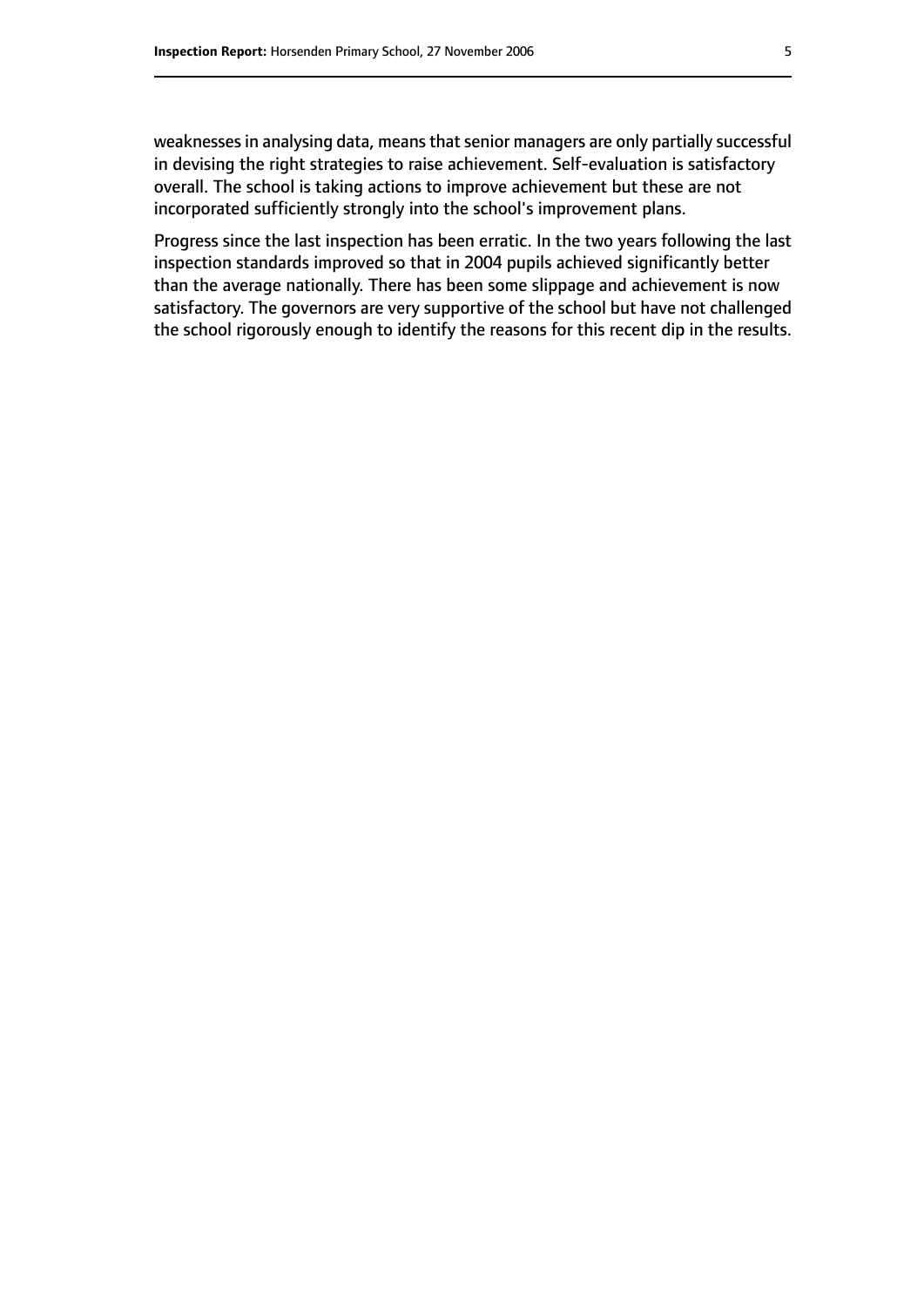weaknesses in analysing data, means that senior managers are only partially successful in devising the right strategies to raise achievement. Self-evaluation is satisfactory overall. The school is taking actions to improve achievement but these are not incorporated sufficiently strongly into the school's improvement plans.

Progress since the last inspection has been erratic. In the two years following the last inspection standards improved so that in 2004 pupils achieved significantly better than the average nationally. There has been some slippage and achievement is now satisfactory. The governors are very supportive of the school but have not challenged the school rigorously enough to identify the reasons for this recent dip in the results.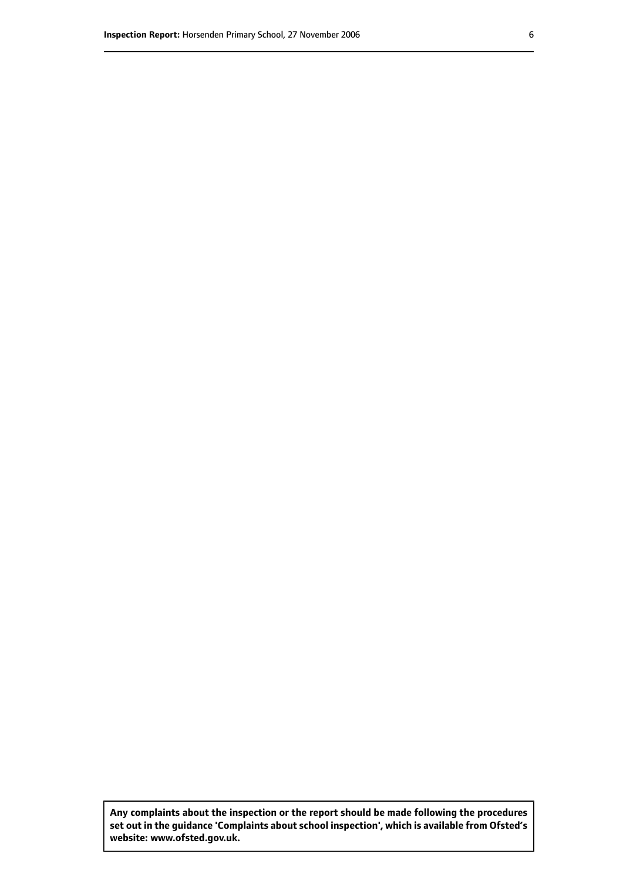**Any complaints about the inspection or the report should be made following the procedures set out in the guidance 'Complaints about school inspection', which is available from Ofsted's website: www.ofsted.gov.uk.**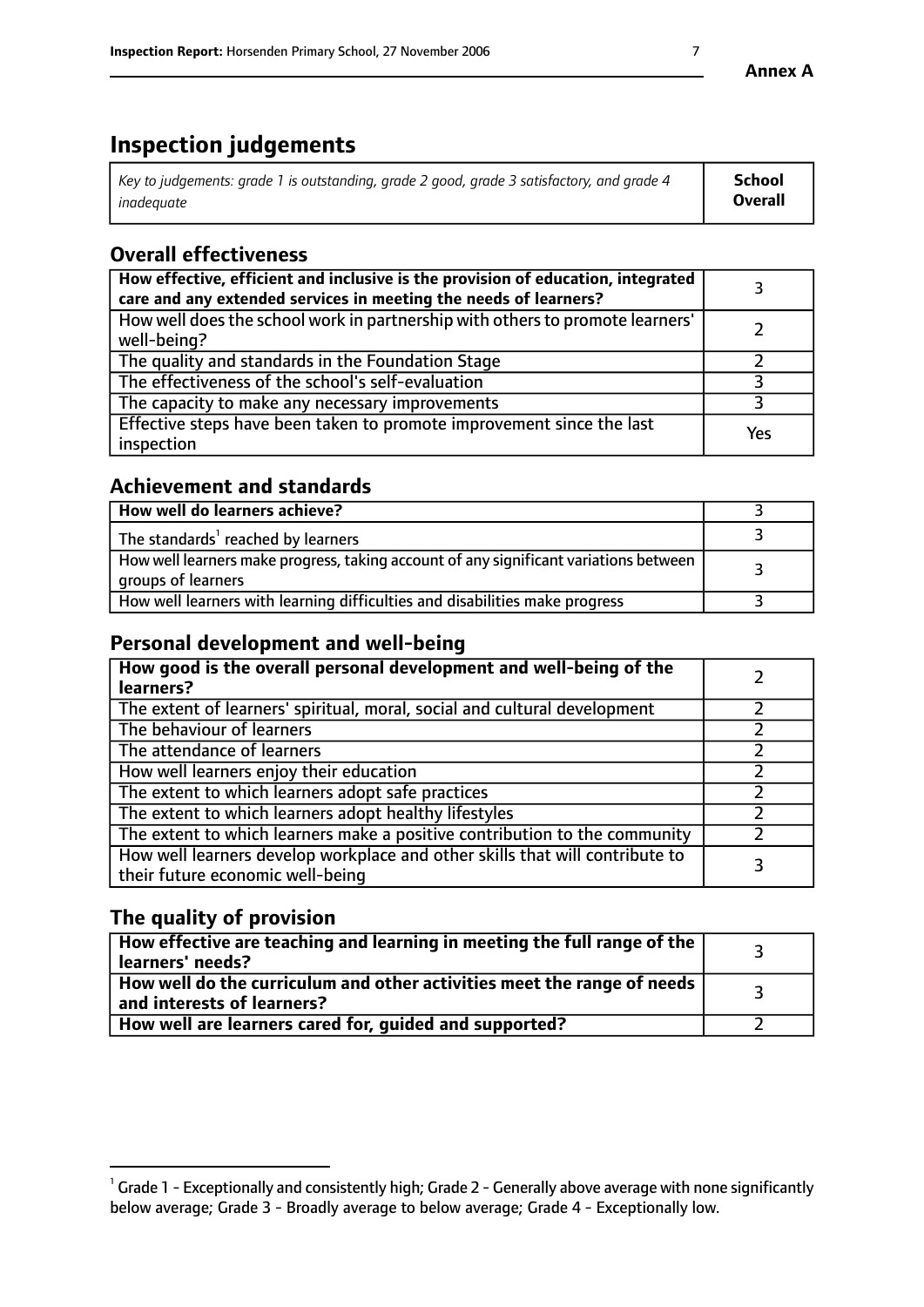# Inspection judgements

| *Key to judgements: grade 1 is outstanding, grade 2 good, grade 3 satisfactory, and grade 4 inadequate* | **School Overall** |
|---|---|

## Overall effectiveness

| | |
|---|---|
| **How effective, efficient and inclusive is the provision of education, integrated care and any extended services in meeting the needs of learners?** | 3 |
| How well does the school work in partnership with others to promote learners' well-being? | 2 |
| The quality and standards in the Foundation Stage | 2 |
| The effectiveness of the school's self-evaluation | 3 |
| The capacity to make any necessary improvements | 3 |
| Effective steps have been taken to promote improvement since the last inspection | Yes |

## Achievement and standards

| | |
|---|---|
| **How well do learners achieve?** | 3 |
| The standards[1] reached by learners | 3 |
| How well learners make progress, taking account of any significant variations between groups of learners | 3 |
| How well learners with learning difficulties and disabilities make progress | 3 |

## Personal development and well-being

| | |
|---|---|
| **How good is the overall personal development and well-being of the learners?** | 2 |
| The extent of learners' spiritual, moral, social and cultural development | 2 |
| The behaviour of learners | 2 |
| The attendance of learners | 2 |
| How well learners enjoy their education | 2 |
| The extent to which learners adopt safe practices | 2 |
| The extent to which learners adopt healthy lifestyles | 2 |
| The extent to which learners make a positive contribution to the community | 2 |
| How well learners develop workplace and other skills that will contribute to their future economic well-being | 3 |

## The quality of provision

| | |
|---|---|
| **How effective are teaching and learning in meeting the full range of the learners' needs?** | 3 |
| **How well do the curriculum and other activities meet the range of needs and interests of learners?** | 3 |
| **How well are learners cared for, guided and supported?** | 2 |

[1] Grade 1 - Exceptionally and consistently high; Grade 2 - Generally above average with none significantly below average; Grade 3 - Broadly average to below average; Grade 4 - Exceptionally low.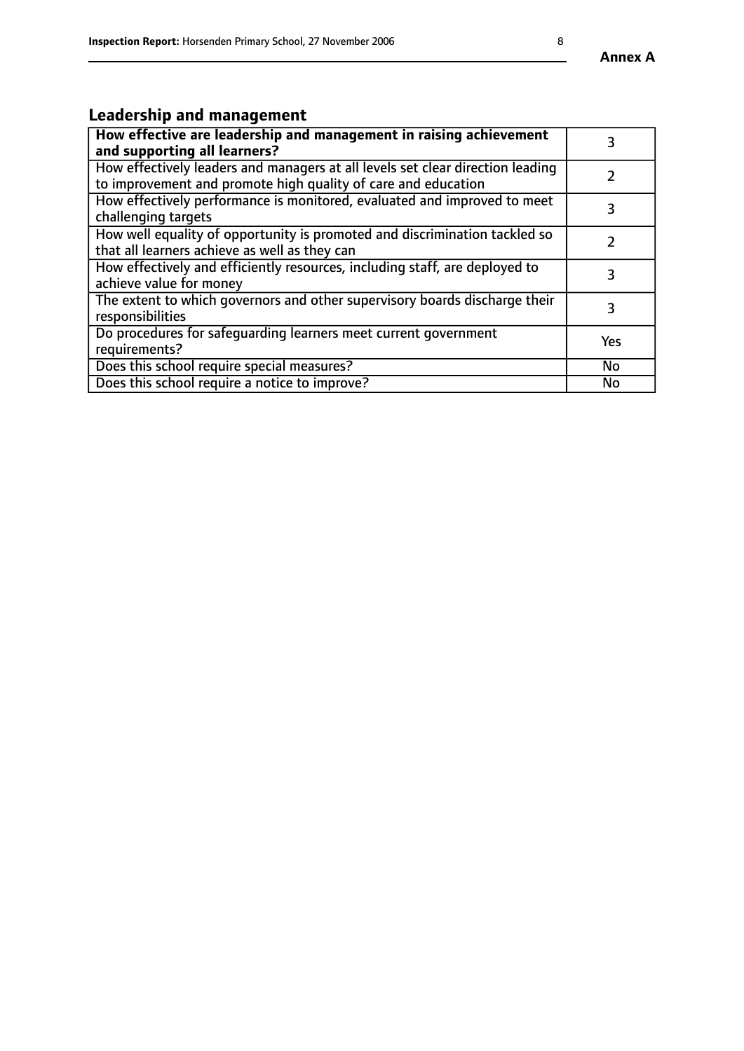## Leadership and management

| How effective are leadership and management in raising achievement and supporting all learners? | 3 |
|---|---|
| How effectively leaders and managers at all levels set clear direction leading to improvement and promote high quality of care and education | 2 |
| How effectively performance is monitored, evaluated and improved to meet challenging targets | 3 |
| How well equality of opportunity is promoted and discrimination tackled so that all learners achieve as well as they can | 2 |
| How effectively and efficiently resources, including staff, are deployed to achieve value for money | 3 |
| The extent to which governors and other supervisory boards discharge their responsibilities | 3 |
| Do procedures for safeguarding learners meet current government requirements? | Yes |
| Does this school require special measures? | No |
| Does this school require a notice to improve? | No |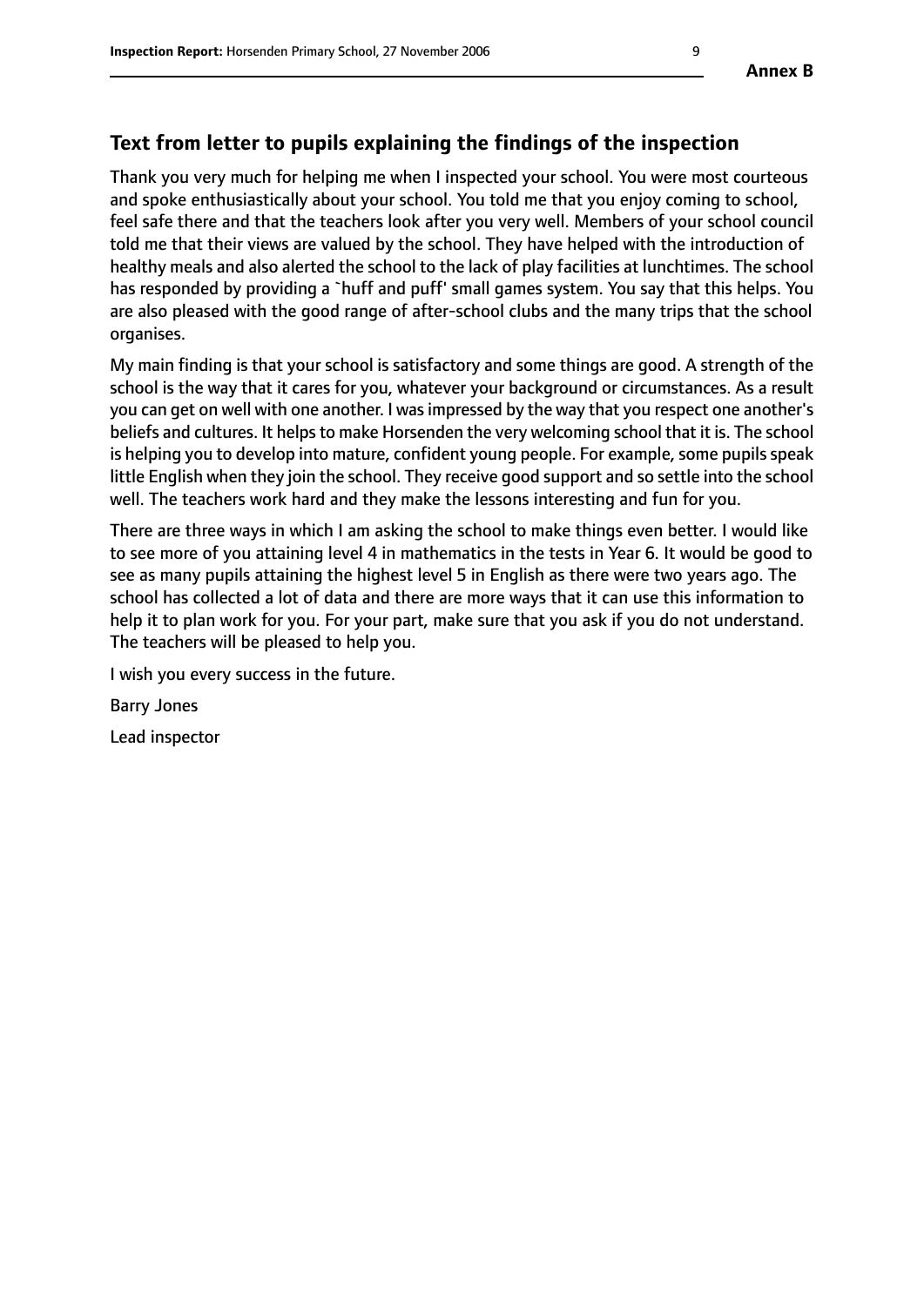## Text from letter to pupils explaining the findings of the inspection

Thank you very much for helping me when I inspected your school. You were most courteous and spoke enthusiastically about your school. You told me that you enjoy coming to school, feel safe there and that the teachers look after you very well. Members of your school council told me that their views are valued by the school. They have helped with the introduction of healthy meals and also alerted the school to the lack of play facilities at lunchtimes. The school has responded by providing a `huff and puff' small games system. You say that this helps. You are also pleased with the good range of after-school clubs and the many trips that the school organises.

My main finding is that your school is satisfactory and some things are good. A strength of the school is the way that it cares for you, whatever your background or circumstances. As a result you can get on well with one another. I was impressed by the way that you respect one another's beliefs and cultures. It helps to make Horsenden the very welcoming school that it is. The school is helping you to develop into mature, confident young people. For example, some pupils speak little English when they join the school. They receive good support and so settle into the school well. The teachers work hard and they make the lessons interesting and fun for you.

There are three ways in which I am asking the school to make things even better. I would like to see more of you attaining level 4 in mathematics in the tests in Year 6. It would be good to see as many pupils attaining the highest level 5 in English as there were two years ago. The school has collected a lot of data and there are more ways that it can use this information to help it to plan work for you. For your part, make sure that you ask if you do not understand. The teachers will be pleased to help you.

I wish you every success in the future.

Barry Jones

Lead inspector